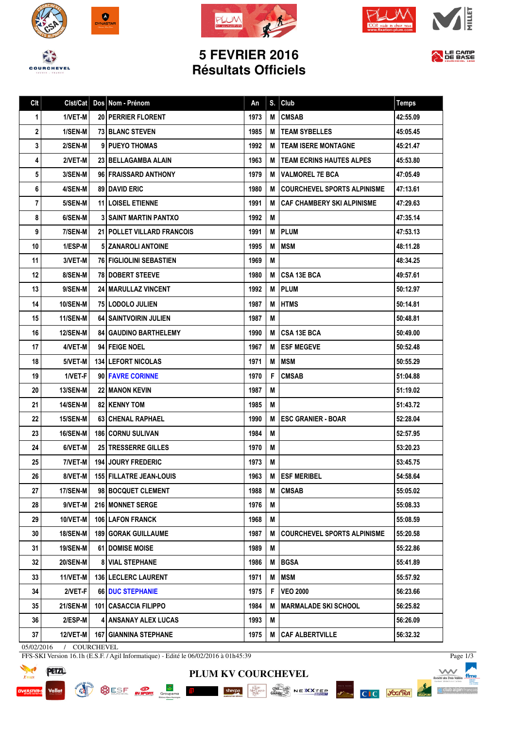# 5 FEVRIER 2016
## Résultats Officiels

| Clt | Clst/Cat | Dos | Nom - Prénom | An | S. | Club | Temps |
|---|---|---|---|---|---|---|---|
| 1 | 1/VET-M | 20 | PERRIER FLORENT | 1973 | M | CMSAB | 42:55.09 |
| 2 | 1/SEN-M | 73 | BLANC STEVEN | 1985 | M | TEAM SYBELLES | 45:05.45 |
| 3 | 2/SEN-M | 9 | PUEYO THOMAS | 1992 | M | TEAM ISERE MONTAGNE | 45:21.47 |
| 4 | 2/VET-M | 23 | BELLAGAMBA ALAIN | 1963 | M | TEAM ECRINS HAUTES ALPES | 45:53.80 |
| 5 | 3/SEN-M | 96 | FRAISSARD ANTHONY | 1979 | M | VALMOREL 7E BCA | 47:05.49 |
| 6 | 4/SEN-M | 89 | DAVID ERIC | 1980 | M | COURCHEVEL SPORTS ALPINISME | 47:13.61 |
| 7 | 5/SEN-M | 11 | LOISEL ETIENNE | 1991 | M | CAF CHAMBERY SKI ALPINISME | 47:29.63 |
| 8 | 6/SEN-M | 3 | SAINT MARTIN PANTXO | 1992 | M | | 47:35.14 |
| 9 | 7/SEN-M | 21 | POLLET VILLARD FRANCOIS | 1991 | M | PLUM | 47:53.13 |
| 10 | 1/ESP-M | 5 | ZANAROLI ANTOINE | 1995 | M | MSM | 48:11.28 |
| 11 | 3/VET-M | 76 | FIGLIOLINI SEBASTIEN | 1969 | M | | 48:34.25 |
| 12 | 8/SEN-M | 78 | DOBERT STEEVE | 1980 | M | CSA 13E BCA | 49:57.61 |
| 13 | 9/SEN-M | 24 | MARULLAZ VINCENT | 1992 | M | PLUM | 50:12.97 |
| 14 | 10/SEN-M | 75 | LODOLO JULIEN | 1987 | M | HTMS | 50:14.81 |
| 15 | 11/SEN-M | 64 | SAINTVOIRIN JULIEN | 1987 | M | | 50:48.81 |
| 16 | 12/SEN-M | 84 | GAUDINO BARTHELEMY | 1990 | M | CSA 13E BCA | 50:49.00 |
| 17 | 4/VET-M | 94 | FEIGE NOEL | 1967 | M | ESF MEGEVE | 50:52.48 |
| 18 | 5/VET-M | 134 | LEFORT NICOLAS | 1971 | M | MSM | 50:55.29 |
| 19 | 1/VET-F | 90 | FAVRE CORINNE | 1970 | F | CMSAB | 51:04.88 |
| 20 | 13/SEN-M | 22 | MANON KEVIN | 1987 | M | | 51:19.02 |
| 21 | 14/SEN-M | 82 | KENNY TOM | 1985 | M | | 51:43.72 |
| 22 | 15/SEN-M | 63 | CHENAL RAPHAEL | 1990 | M | ESC GRANIER - BOAR | 52:28.04 |
| 23 | 16/SEN-M | 186 | CORNU SULIVAN | 1984 | M | | 52:57.95 |
| 24 | 6/VET-M | 25 | TRESSERRE GILLES | 1970 | M | | 53:20.23 |
| 25 | 7/VET-M | 194 | JOURY FREDERIC | 1973 | M | | 53:45.75 |
| 26 | 8/VET-M | 155 | FILLATRE JEAN-LOUIS | 1963 | M | ESF MERIBEL | 54:58.64 |
| 27 | 17/SEN-M | 98 | BOCQUET CLEMENT | 1988 | M | CMSAB | 55:05.02 |
| 28 | 9/VET-M | 216 | MONNET SERGE | 1976 | M | | 55:08.33 |
| 29 | 10/VET-M | 106 | LAFON FRANCK | 1968 | M | | 55:08.59 |
| 30 | 18/SEN-M | 189 | GORAK GUILLAUME | 1987 | M | COURCHEVEL SPORTS ALPINISME | 55:20.58 |
| 31 | 19/SEN-M | 61 | DOMISE MOISE | 1989 | M | | 55:22.86 |
| 32 | 20/SEN-M | 8 | VIAL STEPHANE | 1986 | M | BGSA | 55:41.89 |
| 33 | 11/VET-M | 136 | LECLERC LAURENT | 1971 | M | MSM | 55:57.92 |
| 34 | 2/VET-F | 66 | DUC STEPHANIE | 1975 | F | VEO 2000 | 56:23.66 |
| 35 | 21/SEN-M | 101 | CASACCIA FILIPPO | 1984 | M | MARMALADE SKI SCHOOL | 56:25.82 |
| 36 | 2/ESP-M | 4 | ANSANAY ALEX LUCAS | 1993 | M | | 56:26.09 |
| 37 | 12/VET-M | 167 | GIANNINA STEPHANE | 1975 | M | CAF ALBERTVILLE | 56:32.32 |

05/02/2016 / COURCHEVEL

FFS-SKI Version 16.1h (E.S.F. / Agil Informatique) - Edité le 06/02/2016 à 01h45:39

PLUM KV COURCHEVEL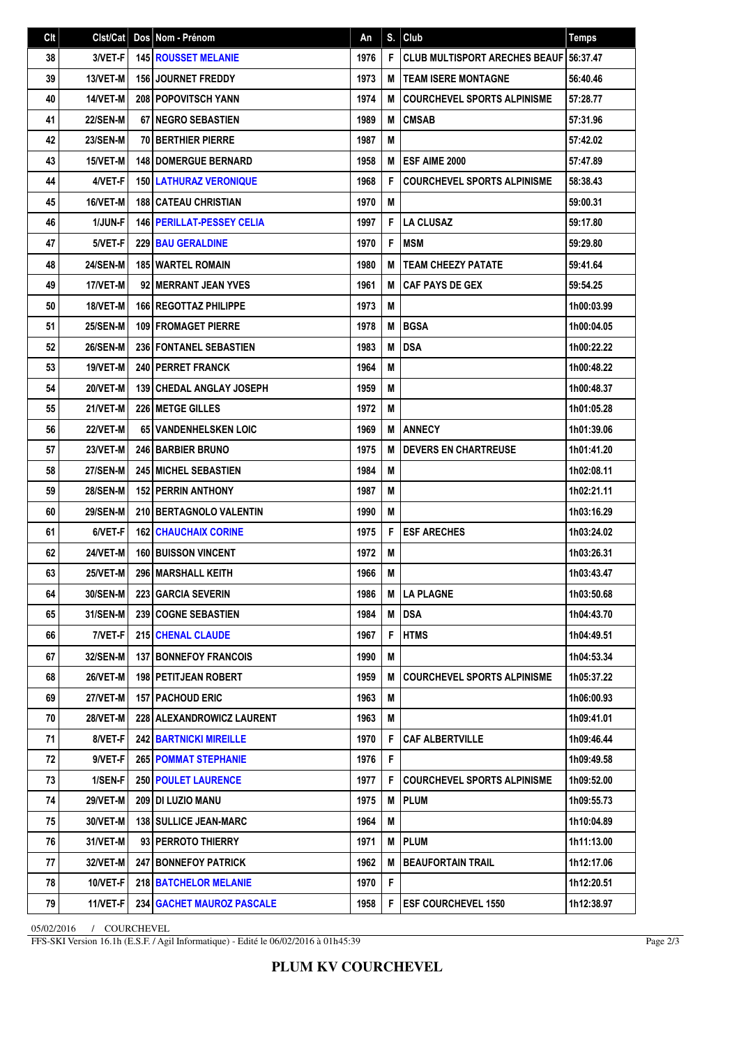| Clt | Clst/Cat | Dos | Nom - Prénom | An | S. | Club | Temps |
|---|---|---|---|---|---|---|---|
| 38 | 3/VET-F | 145 | ROUSSET MELANIE | 1976 | F | CLUB MULTISPORT ARECHES BEAUF | 56:37.47 |
| 39 | 13/VET-M | 156 | JOURNET FREDDY | 1973 | M | TEAM ISERE MONTAGNE | 56:40.46 |
| 40 | 14/VET-M | 208 | POPOVITSCH YANN | 1974 | M | COURCHEVEL SPORTS ALPINISME | 57:28.77 |
| 41 | 22/SEN-M | 67 | NEGRO SEBASTIEN | 1989 | M | CMSAB | 57:31.96 |
| 42 | 23/SEN-M | 70 | BERTHIER PIERRE | 1987 | M | | 57:42.02 |
| 43 | 15/VET-M | 148 | DOMERGUE BERNARD | 1958 | M | ESF AIME 2000 | 57:47.89 |
| 44 | 4/VET-F | 150 | LATHURAZ VERONIQUE | 1968 | F | COURCHEVEL SPORTS ALPINISME | 58:38.43 |
| 45 | 16/VET-M | 188 | CATEAU CHRISTIAN | 1970 | M | | 59:00.31 |
| 46 | 1/JUN-F | 146 | PERILLAT-PESSEY CELIA | 1997 | F | LA CLUSAZ | 59:17.80 |
| 47 | 5/VET-F | 229 | BAU GERALDINE | 1970 | F | MSM | 59:29.80 |
| 48 | 24/SEN-M | 185 | WARTEL ROMAIN | 1980 | M | TEAM CHEEZY PATATE | 59:41.64 |
| 49 | 17/VET-M | 92 | MERRANT JEAN YVES | 1961 | M | CAF PAYS DE GEX | 59:54.25 |
| 50 | 18/VET-M | 166 | REGOTTAZ PHILIPPE | 1973 | M | | 1h00:03.99 |
| 51 | 25/SEN-M | 109 | FROMAGET PIERRE | 1978 | M | BGSA | 1h00:04.05 |
| 52 | 26/SEN-M | 236 | FONTANEL SEBASTIEN | 1983 | M | DSA | 1h00:22.22 |
| 53 | 19/VET-M | 240 | PERRET FRANCK | 1964 | M | | 1h00:48.22 |
| 54 | 20/VET-M | 139 | CHEDAL ANGLAY JOSEPH | 1959 | M | | 1h00:48.37 |
| 55 | 21/VET-M | 226 | METGE GILLES | 1972 | M | | 1h01:05.28 |
| 56 | 22/VET-M | 65 | VANDENHELSKEN LOIC | 1969 | M | ANNECY | 1h01:39.06 |
| 57 | 23/VET-M | 246 | BARBIER BRUNO | 1975 | M | DEVERS EN CHARTREUSE | 1h01:41.20 |
| 58 | 27/SEN-M | 245 | MICHEL SEBASTIEN | 1984 | M | | 1h02:08.11 |
| 59 | 28/SEN-M | 152 | PERRIN ANTHONY | 1987 | M | | 1h02:21.11 |
| 60 | 29/SEN-M | 210 | BERTAGNOLO VALENTIN | 1990 | M | | 1h03:16.29 |
| 61 | 6/VET-F | 162 | CHAUCHAIX CORINE | 1975 | F | ESF ARECHES | 1h03:24.02 |
| 62 | 24/VET-M | 160 | BUISSON VINCENT | 1972 | M | | 1h03:26.31 |
| 63 | 25/VET-M | 296 | MARSHALL KEITH | 1966 | M | | 1h03:43.47 |
| 64 | 30/SEN-M | 223 | GARCIA SEVERIN | 1986 | M | LA PLAGNE | 1h03:50.68 |
| 65 | 31/SEN-M | 239 | COGNE SEBASTIEN | 1984 | M | DSA | 1h04:43.70 |
| 66 | 7/VET-F | 215 | CHENAL CLAUDE | 1967 | F | HTMS | 1h04:49.51 |
| 67 | 32/SEN-M | 137 | BONNEFOY FRANCOIS | 1990 | M | | 1h04:53.34 |
| 68 | 26/VET-M | 198 | PETITJEAN ROBERT | 1959 | M | COURCHEVEL SPORTS ALPINISME | 1h05:37.22 |
| 69 | 27/VET-M | 157 | PACHOUD ERIC | 1963 | M | | 1h06:00.93 |
| 70 | 28/VET-M | 228 | ALEXANDROWICZ LAURENT | 1963 | M | | 1h09:41.01 |
| 71 | 8/VET-F | 242 | BARTNICKI MIREILLE | 1970 | F | CAF ALBERTVILLE | 1h09:46.44 |
| 72 | 9/VET-F | 265 | POMMAT STEPHANIE | 1976 | F | | 1h09:49.58 |
| 73 | 1/SEN-F | 250 | POULET LAURENCE | 1977 | F | COURCHEVEL SPORTS ALPINISME | 1h09:52.00 |
| 74 | 29/VET-M | 209 | DI LUZIO MANU | 1975 | M | PLUM | 1h09:55.73 |
| 75 | 30/VET-M | 138 | SULLICE JEAN-MARC | 1964 | M | | 1h10:04.89 |
| 76 | 31/VET-M | 93 | PERROTO THIERRY | 1971 | M | PLUM | 1h11:13.00 |
| 77 | 32/VET-M | 247 | BONNEFOY PATRICK | 1962 | M | BEAUFORTAIN TRAIL | 1h12:17.06 |
| 78 | 10/VET-F | 218 | BATCHELOR MELANIE | 1970 | F | | 1h12:20.51 |
| 79 | 11/VET-F | 234 | GACHET MAUROZ PASCALE | 1958 | F | ESF COURCHEVEL 1550 | 1h12:38.97 |

05/02/2016 / COURCHEVEL

FFS-SKI Version 16.1h (E.S.F. / Agil Informatique) - Edité le 06/02/2016 à 01h45:39

**PLUM KV COURCHEVEL**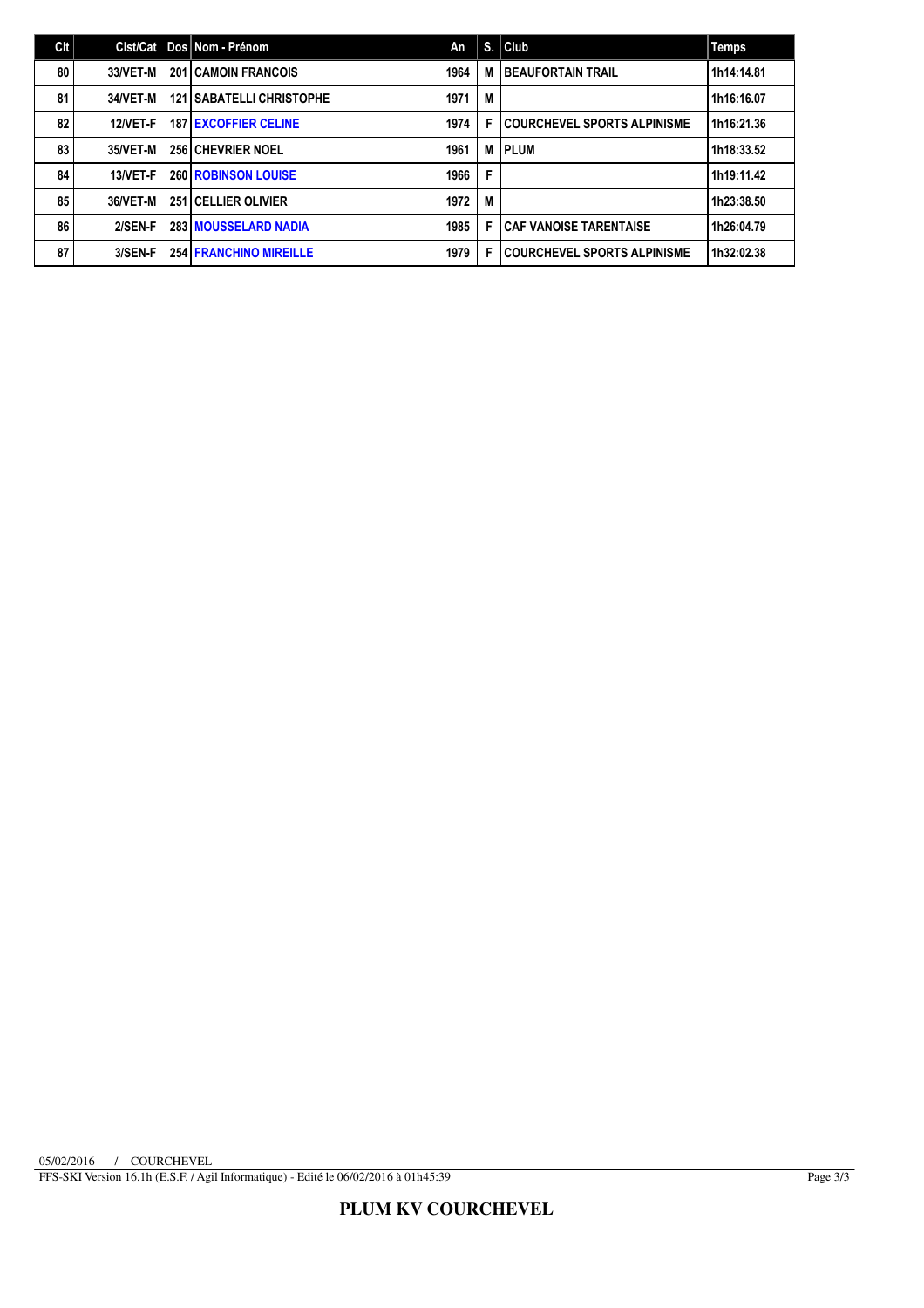| Clt | Clst/Cat | Dos | Nom - Prénom | An | S. | Club | Temps |
|---|---|---|---|---|---|---|---|
| 80 | 33/VET-M | 201 | CAMOIN FRANCOIS | 1964 | M | BEAUFORTAIN TRAIL | 1h14:14.81 |
| 81 | 34/VET-M | 121 | SABATELLI CHRISTOPHE | 1971 | M | | 1h16:16.07 |
| 82 | 12/VET-F | 187 | EXCOFFIER CELINE | 1974 | F | COURCHEVEL SPORTS ALPINISME | 1h16:21.36 |
| 83 | 35/VET-M | 256 | CHEVRIER NOEL | 1961 | M | PLUM | 1h18:33.52 |
| 84 | 13/VET-F | 260 | ROBINSON LOUISE | 1966 | F | | 1h19:11.42 |
| 85 | 36/VET-M | 251 | CELLIER OLIVIER | 1972 | M | | 1h23:38.50 |
| 86 | 2/SEN-F | 283 | MOUSSELARD NADIA | 1985 | F | CAF VANOISE TARENTAISE | 1h26:04.79 |
| 87 | 3/SEN-F | 254 | FRANCHINO MIREILLE | 1979 | F | COURCHEVEL SPORTS ALPINISME | 1h32:02.38 |

05/02/2016 / COURCHEVEL

FFS-SKI Version 16.1h (E.S.F. / Agil Informatique) - Edité le 06/02/2016 à 01h45:39

**PLUM KV COURCHEVEL**